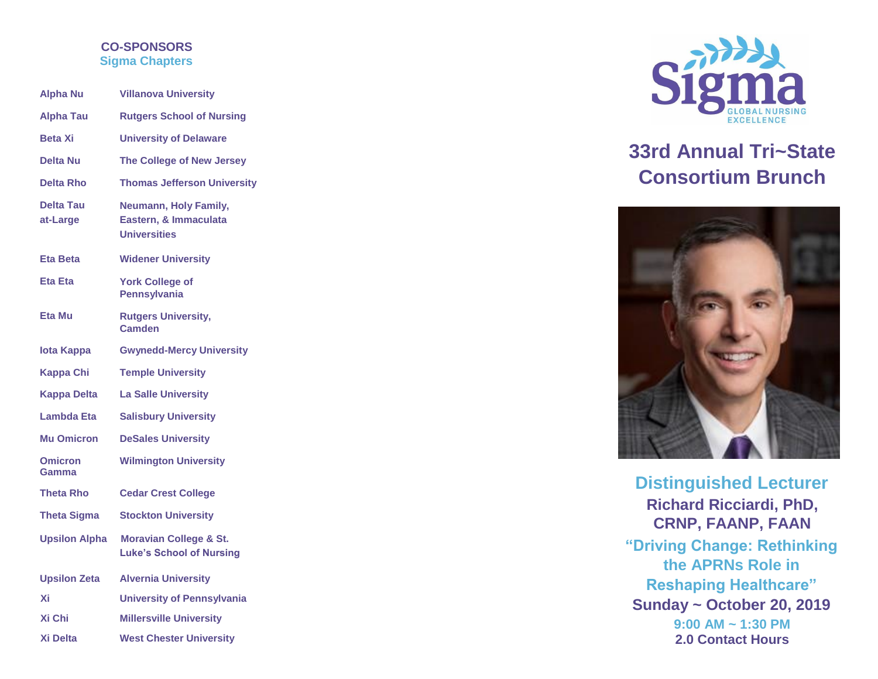## CO-SPONSORS

### Sigma Chapters

| Chapter | Institution |
| --- | --- |
| Alpha Nu | Villanova University |
| Alpha Tau | Rutgers School of Nursing |
| Beta Xi | University of Delaware |
| Delta Nu | The College of New Jersey |
| Delta Rho | Thomas Jefferson University |
| Delta Tau at-Large | Neumann, Holy Family, Eastern, & Immaculata Universities |
| Eta Beta | Widener University |
| Eta Eta | York College of Pennsylvania |
| Eta Mu | Rutgers University, Camden |
| Iota Kappa | Gwynedd-Mercy University |
| Kappa Chi | Temple University |
| Kappa Delta | La Salle University |
| Lambda Eta | Salisbury University |
| Mu Omicron | DeSales University |
| Omicron Gamma | Wilmington University |
| Theta Rho | Cedar Crest College |
| Theta Sigma | Stockton University |
| Upsilon Alpha | Moravian College & St. Luke's School of Nursing |
| Upsilon Zeta | Alvernia University |
| Xi | University of Pennsylvania |
| Xi Chi | Millersville University |
| Xi Delta | West Chester University |

Sigma GLOBAL NURSING EXCELLENCE

# 33rd Annual Tri~State Consortium Brunch

## Distinguished Lecturer

**Richard Ricciardi, PhD, CRNP, FAANP, FAAN**

**"Driving Change: Rethinking the APRNs Role in Reshaping Healthcare"**

**Sunday ~ October 20, 2019**

**9:00 AM ~ 1:30 PM**

**2.0 Contact Hours**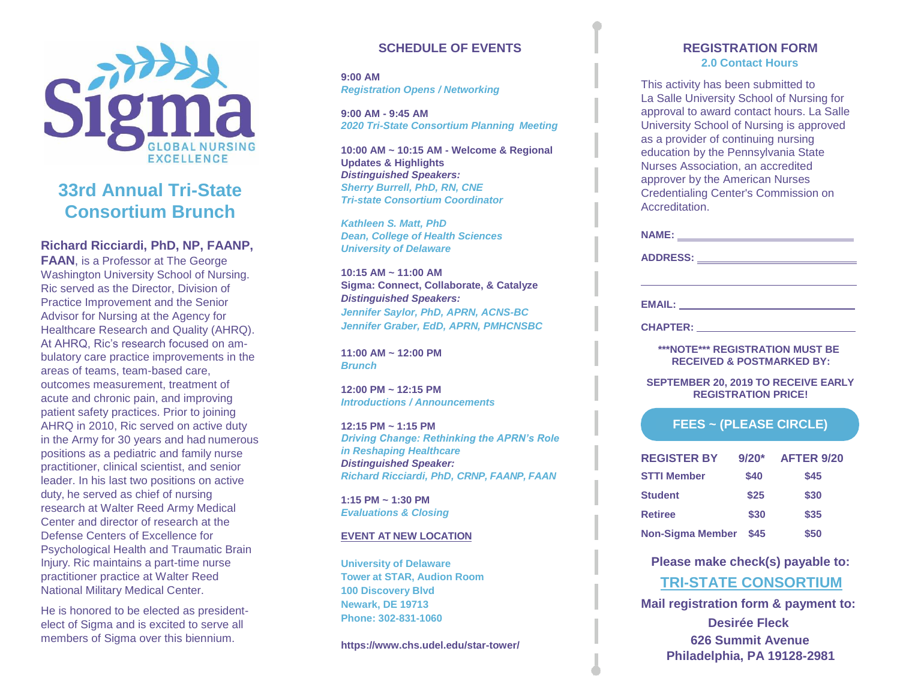Sigma
GLOBAL NURSING EXCELLENCE

# 33rd Annual Tri-State Consortium Brunch

**Richard Ricciardi, PhD, NP, FAANP, FAAN**, is a Professor at The George Washington University School of Nursing. Ric served as the Director, Division of Practice Improvement and the Senior Advisor for Nursing at the Agency for Healthcare Research and Quality (AHRQ). At AHRQ, Ric's research focused on ambulatory care practice improvements in the areas of teams, team-based care, outcomes measurement, treatment of acute and chronic pain, and improving patient safety practices. Prior to joining AHRQ in 2010, Ric served on active duty in the Army for 30 years and had numerous positions as a pediatric and family nurse practitioner, clinical scientist, and senior leader. In his last two positions on active duty, he served as chief of nursing research at Walter Reed Army Medical Center and director of research at the Defense Centers of Excellence for Psychological Health and Traumatic Brain Injury. Ric maintains a part-time nurse practitioner practice at Walter Reed National Military Medical Center.

He is honored to be elected as president-elect of Sigma and is excited to serve all members of Sigma over this biennium.

## SCHEDULE OF EVENTS

**9:00 AM**
*Registration Opens / Networking*

**9:00 AM - 9:45 AM**
*2020 Tri-State Consortium Planning Meeting*

**10:00 AM ~ 10:15 AM - Welcome & Regional Updates & Highlights**
***Distinguished Speakers:***
*Sherry Burrell, PhD, RN, CNE*
*Tri-state Consortium Coordinator*

*Kathleen S. Matt, PhD*
*Dean, College of Health Sciences*
*University of Delaware*

**10:15 AM ~ 11:00 AM**
**Sigma: Connect, Collaborate, & Catalyze**
***Distinguished Speakers:***
*Jennifer Saylor, PhD, APRN, ACNS-BC*
*Jennifer Graber, EdD, APRN, PMHCNSBC*

**11:00 AM ~ 12:00 PM**
*Brunch*

**12:00 PM ~ 12:15 PM**
*Introductions / Announcements*

**12:15 PM ~ 1:15 PM**
*Driving Change: Rethinking the APRN's Role in Reshaping Healthcare*
***Distinguished Speaker:***
*Richard Ricciardi, PhD, CRNP, FAANP, FAAN*

**1:15 PM ~ 1:30 PM**
*Evaluations & Closing*

**EVENT AT NEW LOCATION**

**University of Delaware**
**Tower at STAR, Audion Room**
**100 Discovery Blvd**
**Newark, DE 19713**
**Phone: 302-831-1060**

**https://www.chs.udel.edu/star-tower/**

## REGISTRATION FORM
### 2.0 Contact Hours

This activity has been submitted to La Salle University School of Nursing for approval to award contact hours. La Salle University School of Nursing is approved as a provider of continuing nursing education by the Pennsylvania State Nurses Association, an accredited approver by the American Nurses Credentialing Center's Commission on Accreditation.

**NAME:** ______________________

**ADDRESS:** ______________________

______________________

**EMAIL:** ______________________

**CHAPTER:** ______________________

**\*\*\*NOTE\*\*\* REGISTRATION MUST BE RECEIVED & POSTMARKED BY:**

**SEPTEMBER 20, 2019 TO RECEIVE EARLY REGISTRATION PRICE!**

**FEES ~ (PLEASE CIRCLE)**

| REGISTER BY | 9/20* | AFTER 9/20 |
|---|---|---|
| STTI Member | $40 | $45 |
| Student | $25 | $30 |
| Retiree | $30 | $35 |
| Non-Sigma Member | $45 | $50 |

**Please make check(s) payable to:**

**TRI-STATE CONSORTIUM**

**Mail registration form & payment to:**
**Desirée Fleck**
**626 Summit Avenue**
**Philadelphia, PA 19128-2981**